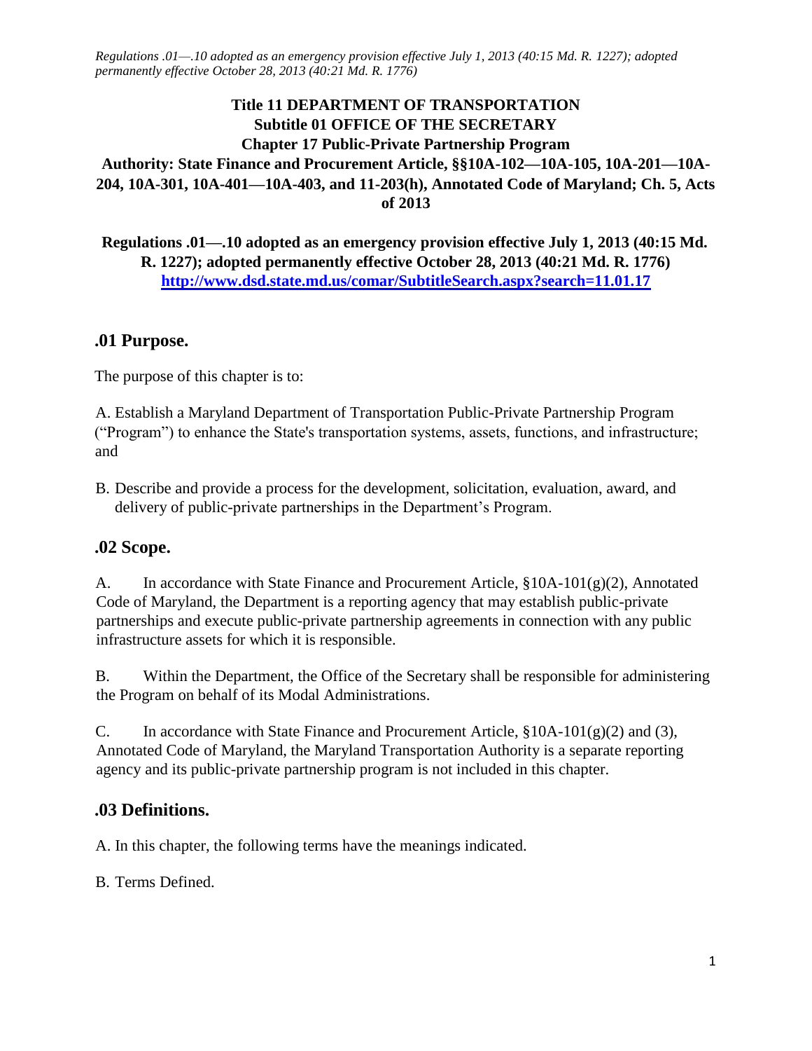*Regulations .01—.10 adopted as an emergency provision effective July 1, 2013 (40:15 Md. R. 1227); adopted permanently effective October 28, 2013 (40:21 Md. R. 1776)*

**Title 11 DEPARTMENT OF TRANSPORTATION**
**Subtitle 01 OFFICE OF THE SECRETARY**
**Chapter 17 Public-Private Partnership Program**
**Authority: State Finance and Procurement Article, §§10A-102—10A-105, 10A-201—10A-204, 10A-301, 10A-401—10A-403, and 11-203(h), Annotated Code of Maryland; Ch. 5, Acts of 2013**

**Regulations .01—.10 adopted as an emergency provision effective July 1, 2013 (40:15 Md. R. 1227); adopted permanently effective October 28, 2013 (40:21 Md. R. 1776)**
**http://www.dsd.state.md.us/comar/SubtitleSearch.aspx?search=11.01.17**

## .01 Purpose.

The purpose of this chapter is to:

A. Establish a Maryland Department of Transportation Public-Private Partnership Program ("Program") to enhance the State's transportation systems, assets, functions, and infrastructure; and

B. Describe and provide a process for the development, solicitation, evaluation, award, and delivery of public-private partnerships in the Department's Program.

## .02 Scope.

A. In accordance with State Finance and Procurement Article, §10A-101(g)(2), Annotated Code of Maryland, the Department is a reporting agency that may establish public-private partnerships and execute public-private partnership agreements in connection with any public infrastructure assets for which it is responsible.

B. Within the Department, the Office of the Secretary shall be responsible for administering the Program on behalf of its Modal Administrations.

C. In accordance with State Finance and Procurement Article, §10A-101(g)(2) and (3), Annotated Code of Maryland, the Maryland Transportation Authority is a separate reporting agency and its public-private partnership program is not included in this chapter.

## .03 Definitions.

A. In this chapter, the following terms have the meanings indicated.

B. Terms Defined.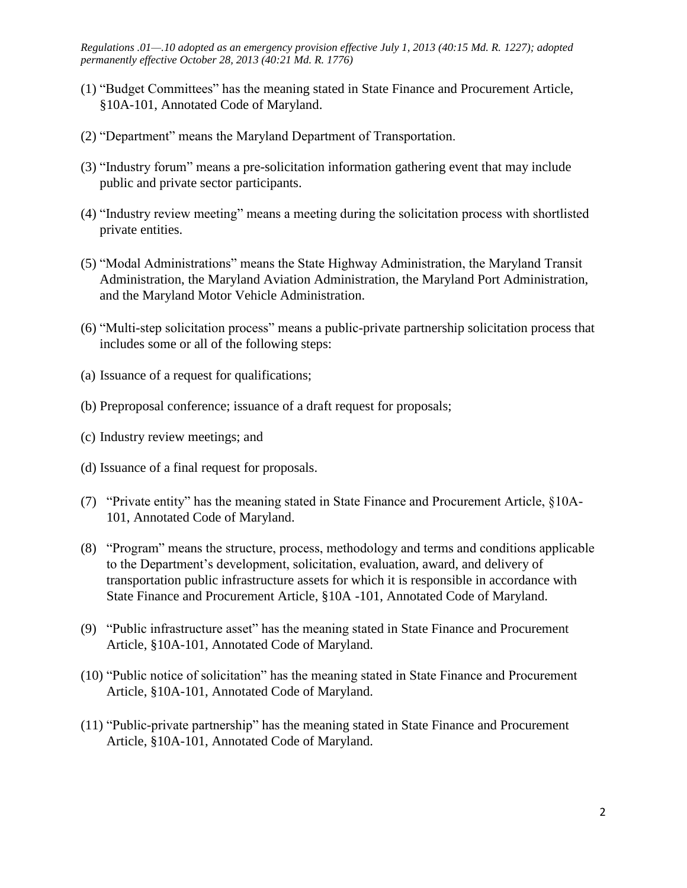*Regulations .01—.10 adopted as an emergency provision effective July 1, 2013 (40:15 Md. R. 1227); adopted permanently effective October 28, 2013 (40:21 Md. R. 1776)*

(1) "Budget Committees" has the meaning stated in State Finance and Procurement Article, §10A-101, Annotated Code of Maryland.

(2) "Department" means the Maryland Department of Transportation.

(3) "Industry forum" means a pre-solicitation information gathering event that may include public and private sector participants.

(4) "Industry review meeting" means a meeting during the solicitation process with shortlisted private entities.

(5) "Modal Administrations" means the State Highway Administration, the Maryland Transit Administration, the Maryland Aviation Administration, the Maryland Port Administration, and the Maryland Motor Vehicle Administration.

(6) "Multi-step solicitation process" means a public-private partnership solicitation process that includes some or all of the following steps:

(a) Issuance of a request for qualifications;

(b) Preproposal conference; issuance of a draft request for proposals;

(c) Industry review meetings; and

(d) Issuance of a final request for proposals.

(7) "Private entity" has the meaning stated in State Finance and Procurement Article, §10A-101, Annotated Code of Maryland.

(8) "Program" means the structure, process, methodology and terms and conditions applicable to the Department's development, solicitation, evaluation, award, and delivery of transportation public infrastructure assets for which it is responsible in accordance with State Finance and Procurement Article, §10A -101, Annotated Code of Maryland.

(9) "Public infrastructure asset" has the meaning stated in State Finance and Procurement Article, §10A-101, Annotated Code of Maryland.

(10) "Public notice of solicitation" has the meaning stated in State Finance and Procurement Article, §10A-101, Annotated Code of Maryland.

(11) "Public-private partnership" has the meaning stated in State Finance and Procurement Article, §10A-101, Annotated Code of Maryland.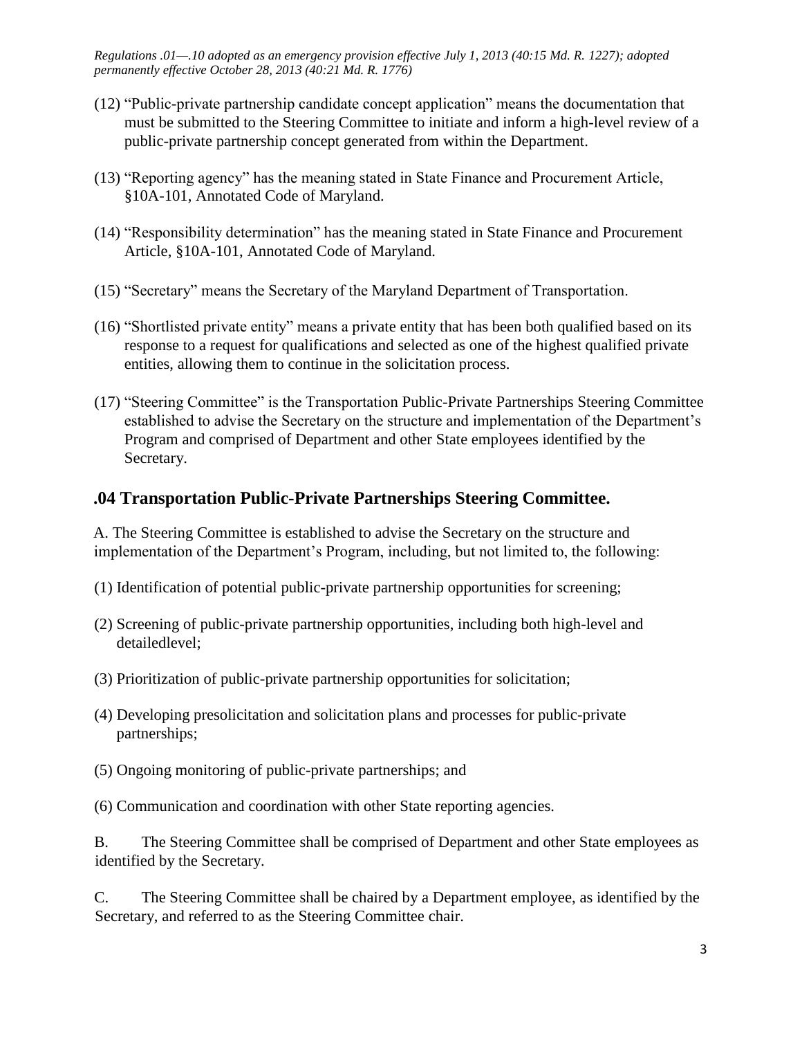*Regulations .01—.10 adopted as an emergency provision effective July 1, 2013 (40:15 Md. R. 1227); adopted permanently effective October 28, 2013 (40:21 Md. R. 1776)*

(12) "Public-private partnership candidate concept application" means the documentation that must be submitted to the Steering Committee to initiate and inform a high-level review of a public-private partnership concept generated from within the Department.

(13) "Reporting agency" has the meaning stated in State Finance and Procurement Article, §10A-101, Annotated Code of Maryland.

(14) "Responsibility determination" has the meaning stated in State Finance and Procurement Article, §10A-101, Annotated Code of Maryland.

(15) "Secretary" means the Secretary of the Maryland Department of Transportation.

(16) "Shortlisted private entity" means a private entity that has been both qualified based on its response to a request for qualifications and selected as one of the highest qualified private entities, allowing them to continue in the solicitation process.

(17) "Steering Committee" is the Transportation Public-Private Partnerships Steering Committee established to advise the Secretary on the structure and implementation of the Department's Program and comprised of Department and other State employees identified by the Secretary.

## .04 Transportation Public-Private Partnerships Steering Committee.

A. The Steering Committee is established to advise the Secretary on the structure and implementation of the Department's Program, including, but not limited to, the following:

(1) Identification of potential public-private partnership opportunities for screening;

(2) Screening of public-private partnership opportunities, including both high-level and detailedlevel;

(3) Prioritization of public-private partnership opportunities for solicitation;

(4) Developing presolicitation and solicitation plans and processes for public-private partnerships;

(5) Ongoing monitoring of public-private partnerships; and

(6) Communication and coordination with other State reporting agencies.

B. The Steering Committee shall be comprised of Department and other State employees as identified by the Secretary.

C. The Steering Committee shall be chaired by a Department employee, as identified by the Secretary, and referred to as the Steering Committee chair.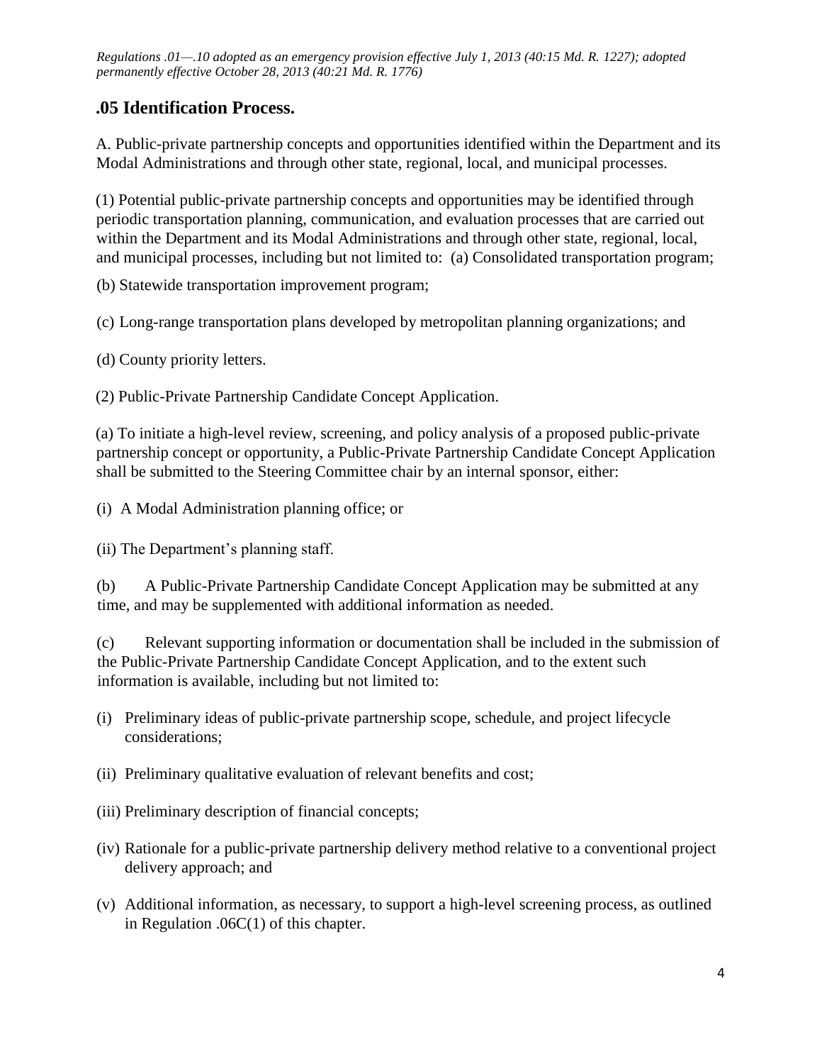*Regulations .01—.10 adopted as an emergency provision effective July 1, 2013 (40:15 Md. R. 1227); adopted permanently effective October 28, 2013 (40:21 Md. R. 1776)*

## .05 Identification Process.

A. Public-private partnership concepts and opportunities identified within the Department and its Modal Administrations and through other state, regional, local, and municipal processes.

(1) Potential public-private partnership concepts and opportunities may be identified through periodic transportation planning, communication, and evaluation processes that are carried out within the Department and its Modal Administrations and through other state, regional, local, and municipal processes, including but not limited to: (a) Consolidated transportation program;

(b) Statewide transportation improvement program;

(c) Long-range transportation plans developed by metropolitan planning organizations; and

(d) County priority letters.

(2) Public-Private Partnership Candidate Concept Application.

(a) To initiate a high-level review, screening, and policy analysis of a proposed public-private partnership concept or opportunity, a Public-Private Partnership Candidate Concept Application shall be submitted to the Steering Committee chair by an internal sponsor, either:

(i) A Modal Administration planning office; or

(ii) The Department's planning staff.

(b) A Public-Private Partnership Candidate Concept Application may be submitted at any time, and may be supplemented with additional information as needed.

(c) Relevant supporting information or documentation shall be included in the submission of the Public-Private Partnership Candidate Concept Application, and to the extent such information is available, including but not limited to:

(i) Preliminary ideas of public-private partnership scope, schedule, and project lifecycle considerations;

(ii) Preliminary qualitative evaluation of relevant benefits and cost;

(iii) Preliminary description of financial concepts;

(iv) Rationale for a public-private partnership delivery method relative to a conventional project delivery approach; and

(v) Additional information, as necessary, to support a high-level screening process, as outlined in Regulation .06C(1) of this chapter.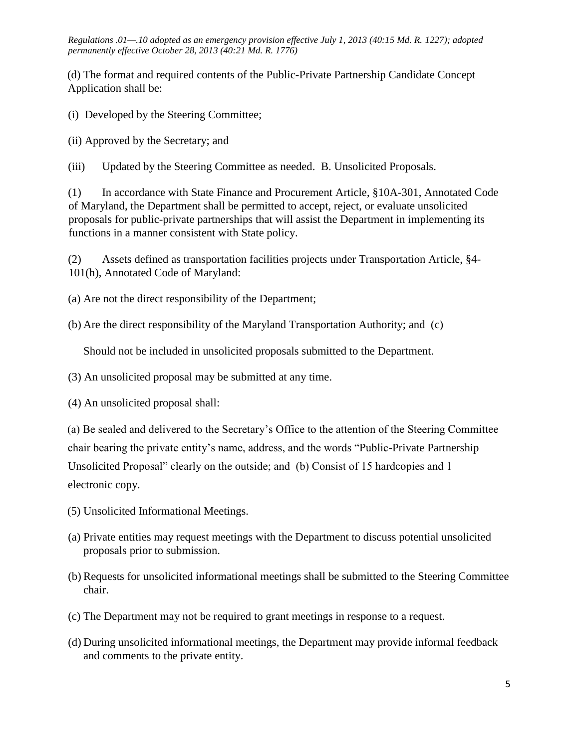*Regulations .01—.10 adopted as an emergency provision effective July 1, 2013 (40:15 Md. R. 1227); adopted permanently effective October 28, 2013 (40:21 Md. R. 1776)*

(d) The format and required contents of the Public-Private Partnership Candidate Concept Application shall be:

(i) Developed by the Steering Committee;

(ii) Approved by the Secretary; and

(iii) Updated by the Steering Committee as needed.

B. Unsolicited Proposals.

(1) In accordance with State Finance and Procurement Article, §10A-301, Annotated Code of Maryland, the Department shall be permitted to accept, reject, or evaluate unsolicited proposals for public-private partnerships that will assist the Department in implementing its functions in a manner consistent with State policy.

(2) Assets defined as transportation facilities projects under Transportation Article, §4-101(h), Annotated Code of Maryland:

(a) Are not the direct responsibility of the Department;

(b) Are the direct responsibility of the Maryland Transportation Authority; and

(c) Should not be included in unsolicited proposals submitted to the Department.

(3) An unsolicited proposal may be submitted at any time.

(4) An unsolicited proposal shall:

(a) Be sealed and delivered to the Secretary's Office to the attention of the Steering Committee chair bearing the private entity's name, address, and the words "Public-Private Partnership Unsolicited Proposal" clearly on the outside; and

(b) Consist of 15 hardcopies and 1 electronic copy.

(5) Unsolicited Informational Meetings.

(a) Private entities may request meetings with the Department to discuss potential unsolicited proposals prior to submission.

(b) Requests for unsolicited informational meetings shall be submitted to the Steering Committee chair.

(c) The Department may not be required to grant meetings in response to a request.

(d) During unsolicited informational meetings, the Department may provide informal feedback and comments to the private entity.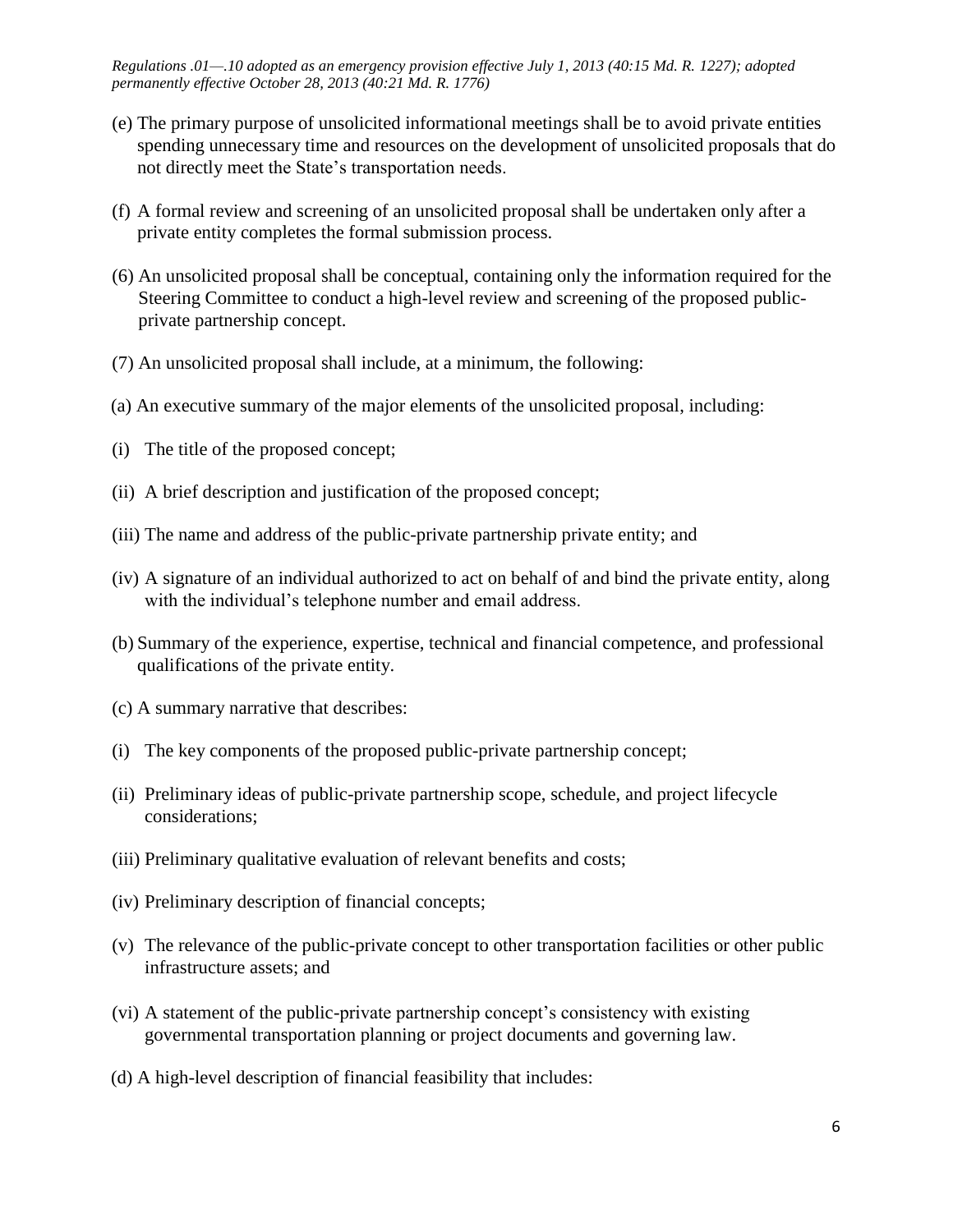*Regulations .01—.10 adopted as an emergency provision effective July 1, 2013 (40:15 Md. R. 1227); adopted permanently effective October 28, 2013 (40:21 Md. R. 1776)*

(e) The primary purpose of unsolicited informational meetings shall be to avoid private entities spending unnecessary time and resources on the development of unsolicited proposals that do not directly meet the State's transportation needs.

(f) A formal review and screening of an unsolicited proposal shall be undertaken only after a private entity completes the formal submission process.

(6) An unsolicited proposal shall be conceptual, containing only the information required for the Steering Committee to conduct a high-level review and screening of the proposed public-private partnership concept.

(7) An unsolicited proposal shall include, at a minimum, the following:

(a) An executive summary of the major elements of the unsolicited proposal, including:

(i) The title of the proposed concept;

(ii) A brief description and justification of the proposed concept;

(iii) The name and address of the public-private partnership private entity; and

(iv) A signature of an individual authorized to act on behalf of and bind the private entity, along with the individual's telephone number and email address.

(b) Summary of the experience, expertise, technical and financial competence, and professional qualifications of the private entity.

(c) A summary narrative that describes:

(i) The key components of the proposed public-private partnership concept;

(ii) Preliminary ideas of public-private partnership scope, schedule, and project lifecycle considerations;

(iii) Preliminary qualitative evaluation of relevant benefits and costs;

(iv) Preliminary description of financial concepts;

(v) The relevance of the public-private concept to other transportation facilities or other public infrastructure assets; and

(vi) A statement of the public-private partnership concept's consistency with existing governmental transportation planning or project documents and governing law.

(d) A high-level description of financial feasibility that includes: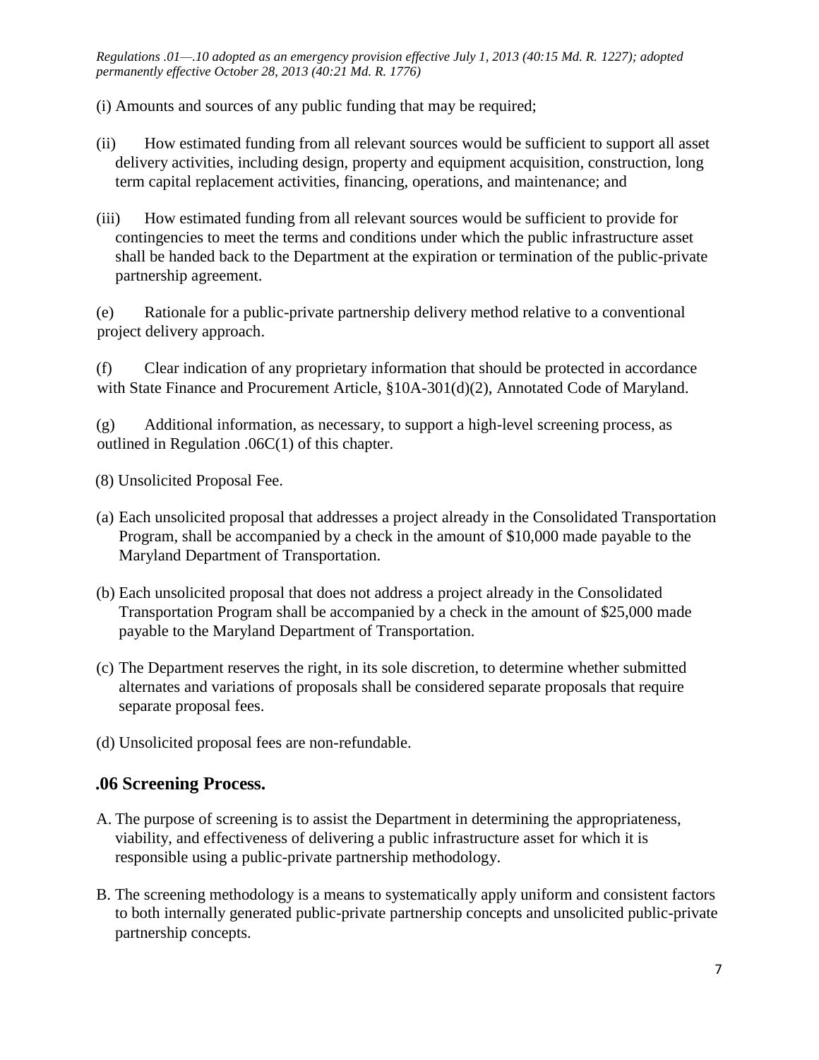*Regulations .01—.10 adopted as an emergency provision effective July 1, 2013 (40:15 Md. R. 1227); adopted permanently effective October 28, 2013 (40:21 Md. R. 1776)*

(i) Amounts and sources of any public funding that may be required;

(ii) How estimated funding from all relevant sources would be sufficient to support all asset delivery activities, including design, property and equipment acquisition, construction, long term capital replacement activities, financing, operations, and maintenance; and

(iii) How estimated funding from all relevant sources would be sufficient to provide for contingencies to meet the terms and conditions under which the public infrastructure asset shall be handed back to the Department at the expiration or termination of the public-private partnership agreement.

(e) Rationale for a public-private partnership delivery method relative to a conventional project delivery approach.

(f) Clear indication of any proprietary information that should be protected in accordance with State Finance and Procurement Article, §10A-301(d)(2), Annotated Code of Maryland.

(g) Additional information, as necessary, to support a high-level screening process, as outlined in Regulation .06C(1) of this chapter.

(8) Unsolicited Proposal Fee.

(a) Each unsolicited proposal that addresses a project already in the Consolidated Transportation Program, shall be accompanied by a check in the amount of $10,000 made payable to the Maryland Department of Transportation.

(b) Each unsolicited proposal that does not address a project already in the Consolidated Transportation Program shall be accompanied by a check in the amount of $25,000 made payable to the Maryland Department of Transportation.

(c) The Department reserves the right, in its sole discretion, to determine whether submitted alternates and variations of proposals shall be considered separate proposals that require separate proposal fees.

(d) Unsolicited proposal fees are non-refundable.

## .06 Screening Process.

A. The purpose of screening is to assist the Department in determining the appropriateness, viability, and effectiveness of delivering a public infrastructure asset for which it is responsible using a public-private partnership methodology.

B. The screening methodology is a means to systematically apply uniform and consistent factors to both internally generated public-private partnership concepts and unsolicited public-private partnership concepts.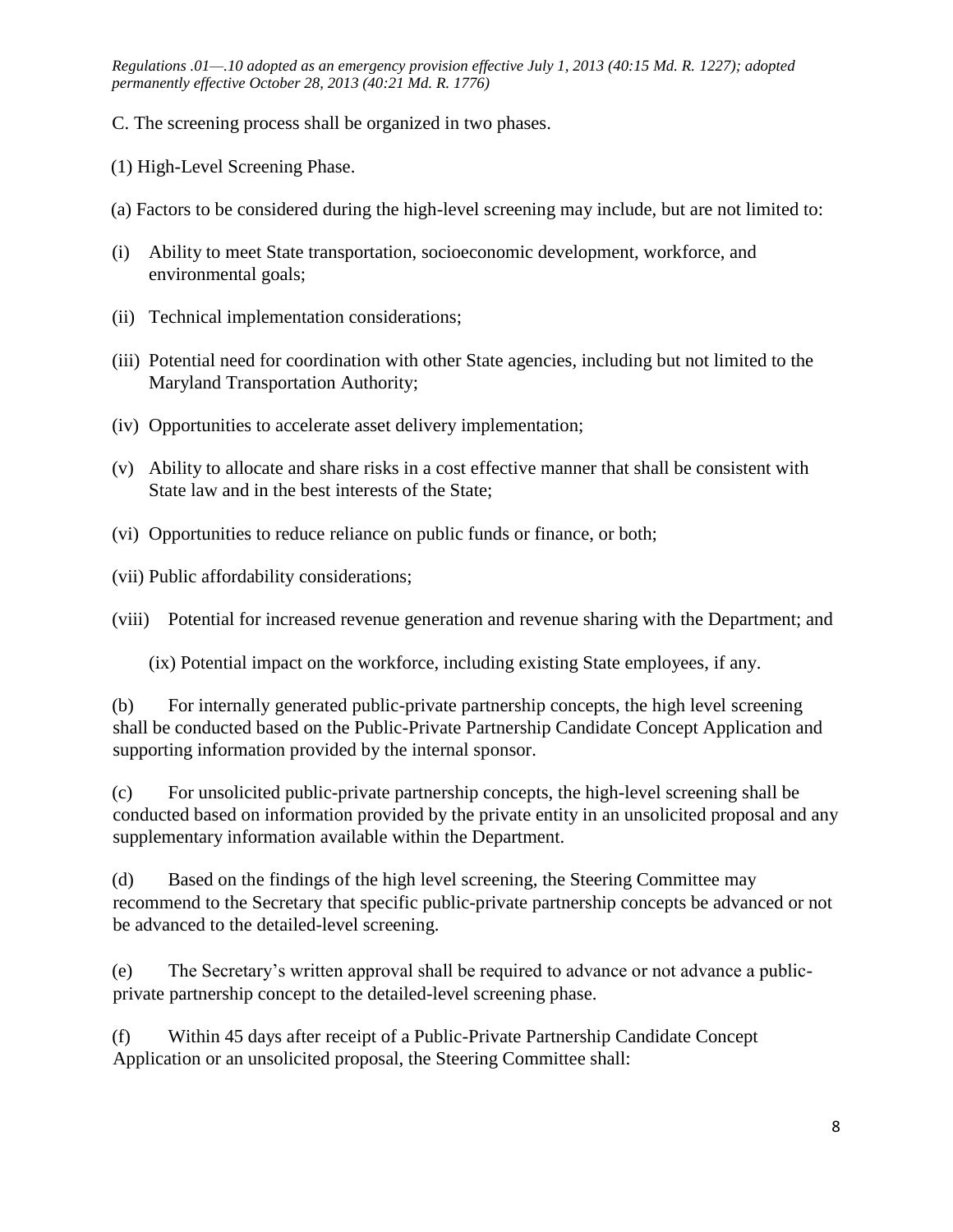*Regulations .01—.10 adopted as an emergency provision effective July 1, 2013 (40:15 Md. R. 1227); adopted permanently effective October 28, 2013 (40:21 Md. R. 1776)*

C. The screening process shall be organized in two phases.

(1) High-Level Screening Phase.

(a) Factors to be considered during the high-level screening may include, but are not limited to:

(i) Ability to meet State transportation, socioeconomic development, workforce, and environmental goals;

(ii) Technical implementation considerations;

(iii) Potential need for coordination with other State agencies, including but not limited to the Maryland Transportation Authority;

(iv) Opportunities to accelerate asset delivery implementation;

(v) Ability to allocate and share risks in a cost effective manner that shall be consistent with State law and in the best interests of the State;

(vi) Opportunities to reduce reliance on public funds or finance, or both;

(vii) Public affordability considerations;

(viii) Potential for increased revenue generation and revenue sharing with the Department; and

(ix) Potential impact on the workforce, including existing State employees, if any.

(b) For internally generated public-private partnership concepts, the high level screening shall be conducted based on the Public-Private Partnership Candidate Concept Application and supporting information provided by the internal sponsor.

(c) For unsolicited public-private partnership concepts, the high-level screening shall be conducted based on information provided by the private entity in an unsolicited proposal and any supplementary information available within the Department.

(d) Based on the findings of the high level screening, the Steering Committee may recommend to the Secretary that specific public-private partnership concepts be advanced or not be advanced to the detailed-level screening.

(e) The Secretary's written approval shall be required to advance or not advance a public-private partnership concept to the detailed-level screening phase.

(f) Within 45 days after receipt of a Public-Private Partnership Candidate Concept Application or an unsolicited proposal, the Steering Committee shall: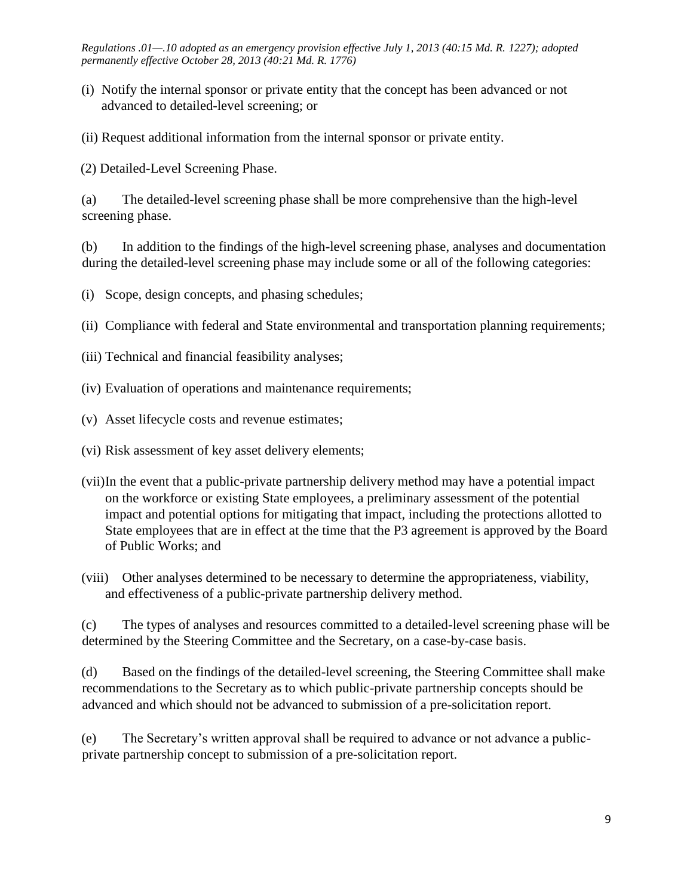*Regulations .01—.10 adopted as an emergency provision effective July 1, 2013 (40:15 Md. R. 1227); adopted permanently effective October 28, 2013 (40:21 Md. R. 1776)*

(i) Notify the internal sponsor or private entity that the concept has been advanced or not advanced to detailed-level screening; or

(ii) Request additional information from the internal sponsor or private entity.

(2) Detailed-Level Screening Phase.

(a) The detailed-level screening phase shall be more comprehensive than the high-level screening phase.

(b) In addition to the findings of the high-level screening phase, analyses and documentation during the detailed-level screening phase may include some or all of the following categories:

(i) Scope, design concepts, and phasing schedules;

(ii) Compliance with federal and State environmental and transportation planning requirements;

(iii) Technical and financial feasibility analyses;

(iv) Evaluation of operations and maintenance requirements;

(v) Asset lifecycle costs and revenue estimates;

(vi) Risk assessment of key asset delivery elements;

(vii) In the event that a public-private partnership delivery method may have a potential impact on the workforce or existing State employees, a preliminary assessment of the potential impact and potential options for mitigating that impact, including the protections allotted to State employees that are in effect at the time that the P3 agreement is approved by the Board of Public Works; and

(viii) Other analyses determined to be necessary to determine the appropriateness, viability, and effectiveness of a public-private partnership delivery method.

(c) The types of analyses and resources committed to a detailed-level screening phase will be determined by the Steering Committee and the Secretary, on a case-by-case basis.

(d) Based on the findings of the detailed-level screening, the Steering Committee shall make recommendations to the Secretary as to which public-private partnership concepts should be advanced and which should not be advanced to submission of a pre-solicitation report.

(e) The Secretary's written approval shall be required to advance or not advance a public-private partnership concept to submission of a pre-solicitation report.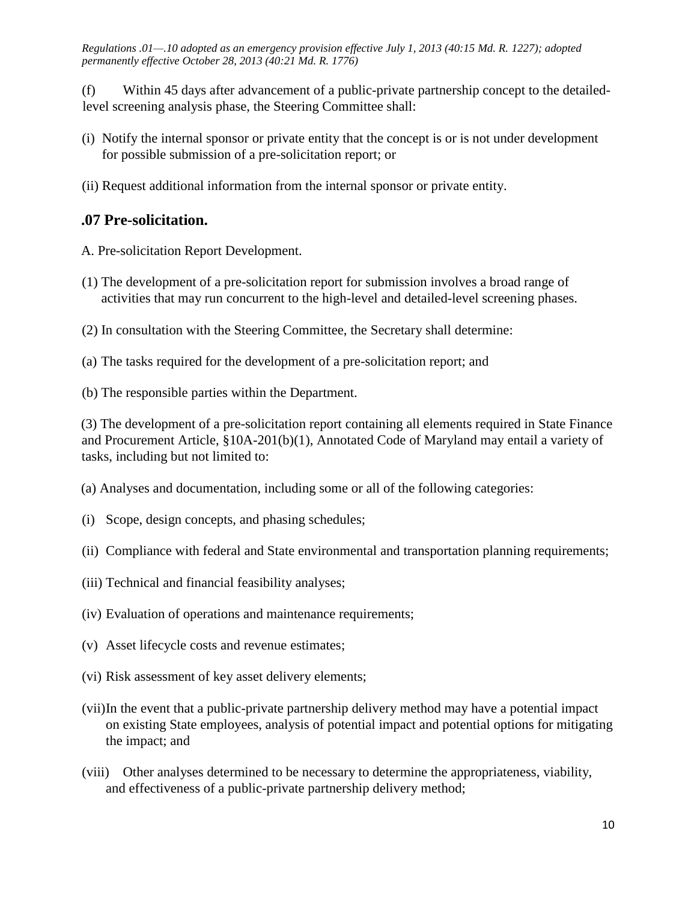*Regulations .01—.10 adopted as an emergency provision effective July 1, 2013 (40:15 Md. R. 1227); adopted permanently effective October 28, 2013 (40:21 Md. R. 1776)*

(f) Within 45 days after advancement of a public-private partnership concept to the detailed-level screening analysis phase, the Steering Committee shall:

(i) Notify the internal sponsor or private entity that the concept is or is not under development for possible submission of a pre-solicitation report; or

(ii) Request additional information from the internal sponsor or private entity.

## .07 Pre-solicitation.

A. Pre-solicitation Report Development.

(1) The development of a pre-solicitation report for submission involves a broad range of activities that may run concurrent to the high-level and detailed-level screening phases.

(2) In consultation with the Steering Committee, the Secretary shall determine:

(a) The tasks required for the development of a pre-solicitation report; and

(b) The responsible parties within the Department.

(3) The development of a pre-solicitation report containing all elements required in State Finance and Procurement Article, §10A-201(b)(1), Annotated Code of Maryland may entail a variety of tasks, including but not limited to:

(a) Analyses and documentation, including some or all of the following categories:

(i) Scope, design concepts, and phasing schedules;

(ii) Compliance with federal and State environmental and transportation planning requirements;

(iii) Technical and financial feasibility analyses;

(iv) Evaluation of operations and maintenance requirements;

(v) Asset lifecycle costs and revenue estimates;

(vi) Risk assessment of key asset delivery elements;

(vii) In the event that a public-private partnership delivery method may have a potential impact on existing State employees, analysis of potential impact and potential options for mitigating the impact; and

(viii) Other analyses determined to be necessary to determine the appropriateness, viability, and effectiveness of a public-private partnership delivery method;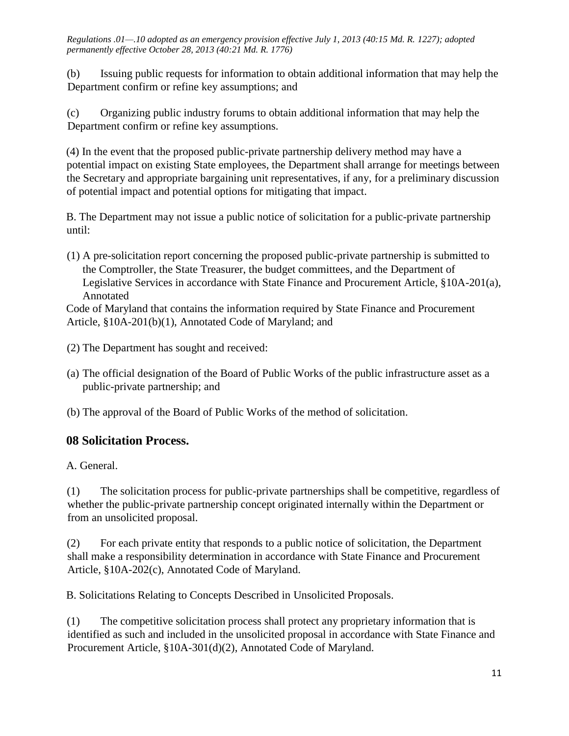*Regulations .01—.10 adopted as an emergency provision effective July 1, 2013 (40:15 Md. R. 1227); adopted permanently effective October 28, 2013 (40:21 Md. R. 1776)*

(b) Issuing public requests for information to obtain additional information that may help the Department confirm or refine key assumptions; and

(c) Organizing public industry forums to obtain additional information that may help the Department confirm or refine key assumptions.

(4) In the event that the proposed public-private partnership delivery method may have a potential impact on existing State employees, the Department shall arrange for meetings between the Secretary and appropriate bargaining unit representatives, if any, for a preliminary discussion of potential impact and potential options for mitigating that impact.

B. The Department may not issue a public notice of solicitation for a public-private partnership until:

(1) A pre-solicitation report concerning the proposed public-private partnership is submitted to the Comptroller, the State Treasurer, the budget committees, and the Department of Legislative Services in accordance with State Finance and Procurement Article, §10A-201(a), Annotated Code of Maryland that contains the information required by State Finance and Procurement Article, §10A-201(b)(1), Annotated Code of Maryland; and

(2) The Department has sought and received:

(a) The official designation of the Board of Public Works of the public infrastructure asset as a public-private partnership; and

(b) The approval of the Board of Public Works of the method of solicitation.

## 08 Solicitation Process.

A. General.

(1) The solicitation process for public-private partnerships shall be competitive, regardless of whether the public-private partnership concept originated internally within the Department or from an unsolicited proposal.

(2) For each private entity that responds to a public notice of solicitation, the Department shall make a responsibility determination in accordance with State Finance and Procurement Article, §10A-202(c), Annotated Code of Maryland.

B. Solicitations Relating to Concepts Described in Unsolicited Proposals.

(1) The competitive solicitation process shall protect any proprietary information that is identified as such and included in the unsolicited proposal in accordance with State Finance and Procurement Article, §10A-301(d)(2), Annotated Code of Maryland.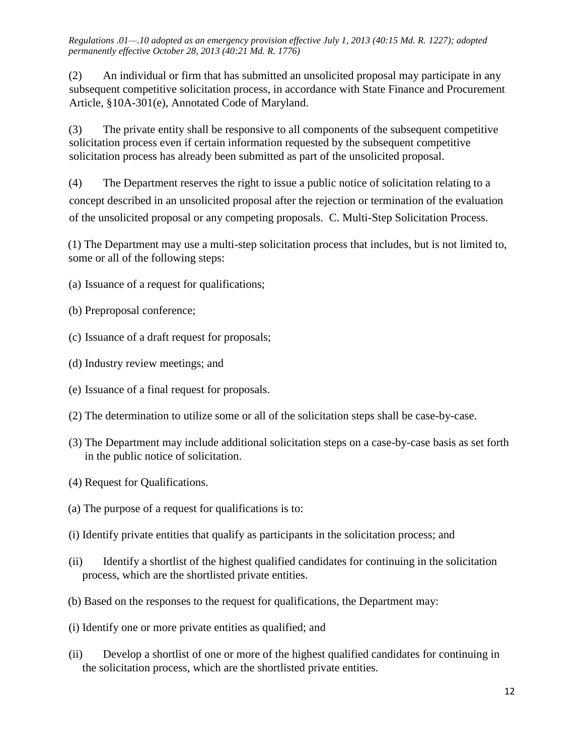*Regulations .01—.10 adopted as an emergency provision effective July 1, 2013 (40:15 Md. R. 1227); adopted permanently effective October 28, 2013 (40:21 Md. R. 1776)*

(2) An individual or firm that has submitted an unsolicited proposal may participate in any subsequent competitive solicitation process, in accordance with State Finance and Procurement Article, §10A-301(e), Annotated Code of Maryland.

(3) The private entity shall be responsive to all components of the subsequent competitive solicitation process even if certain information requested by the subsequent competitive solicitation process has already been submitted as part of the unsolicited proposal.

(4) The Department reserves the right to issue a public notice of solicitation relating to a concept described in an unsolicited proposal after the rejection or termination of the evaluation of the unsolicited proposal or any competing proposals. C. Multi-Step Solicitation Process.

(1) The Department may use a multi-step solicitation process that includes, but is not limited to, some or all of the following steps:

(a) Issuance of a request for qualifications;

(b) Preproposal conference;

(c) Issuance of a draft request for proposals;

(d) Industry review meetings; and

(e) Issuance of a final request for proposals.

(2) The determination to utilize some or all of the solicitation steps shall be case-by-case.

(3) The Department may include additional solicitation steps on a case-by-case basis as set forth in the public notice of solicitation.

(4) Request for Qualifications.

(a) The purpose of a request for qualifications is to:

(i) Identify private entities that qualify as participants in the solicitation process; and

(ii) Identify a shortlist of the highest qualified candidates for continuing in the solicitation process, which are the shortlisted private entities.

(b) Based on the responses to the request for qualifications, the Department may:

(i) Identify one or more private entities as qualified; and

(ii) Develop a shortlist of one or more of the highest qualified candidates for continuing in the solicitation process, which are the shortlisted private entities.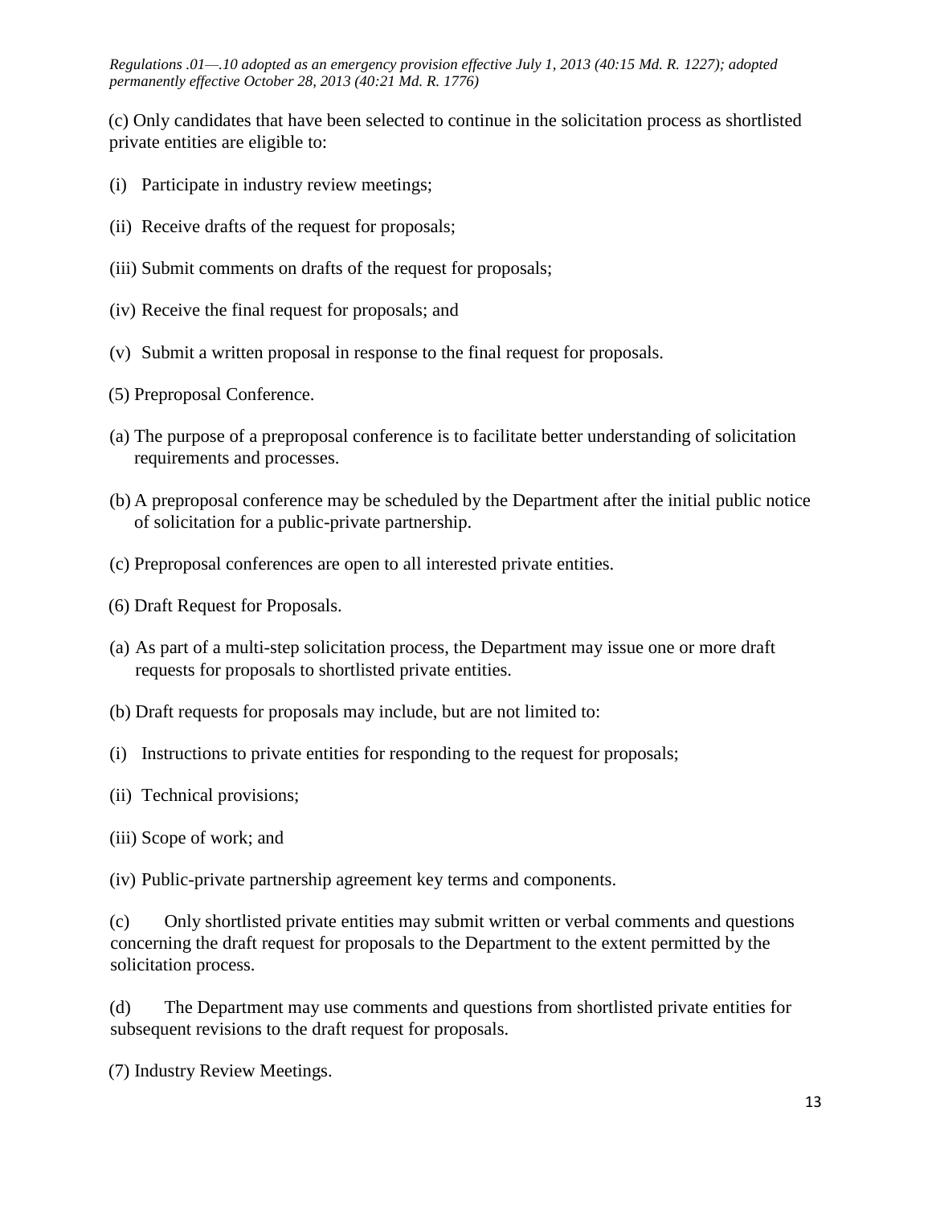*Regulations .01—.10 adopted as an emergency provision effective July 1, 2013 (40:15 Md. R. 1227); adopted permanently effective October 28, 2013 (40:21 Md. R. 1776)*

(c) Only candidates that have been selected to continue in the solicitation process as shortlisted private entities are eligible to:

(i) Participate in industry review meetings;

(ii) Receive drafts of the request for proposals;

(iii) Submit comments on drafts of the request for proposals;

(iv) Receive the final request for proposals; and

(v) Submit a written proposal in response to the final request for proposals.

(5) Preproposal Conference.

(a) The purpose of a preproposal conference is to facilitate better understanding of solicitation requirements and processes.

(b) A preproposal conference may be scheduled by the Department after the initial public notice of solicitation for a public-private partnership.

(c) Preproposal conferences are open to all interested private entities.

(6) Draft Request for Proposals.

(a) As part of a multi-step solicitation process, the Department may issue one or more draft requests for proposals to shortlisted private entities.

(b) Draft requests for proposals may include, but are not limited to:

(i) Instructions to private entities for responding to the request for proposals;

(ii) Technical provisions;

(iii) Scope of work; and

(iv) Public-private partnership agreement key terms and components.

(c) Only shortlisted private entities may submit written or verbal comments and questions concerning the draft request for proposals to the Department to the extent permitted by the solicitation process.

(d) The Department may use comments and questions from shortlisted private entities for subsequent revisions to the draft request for proposals.

(7) Industry Review Meetings.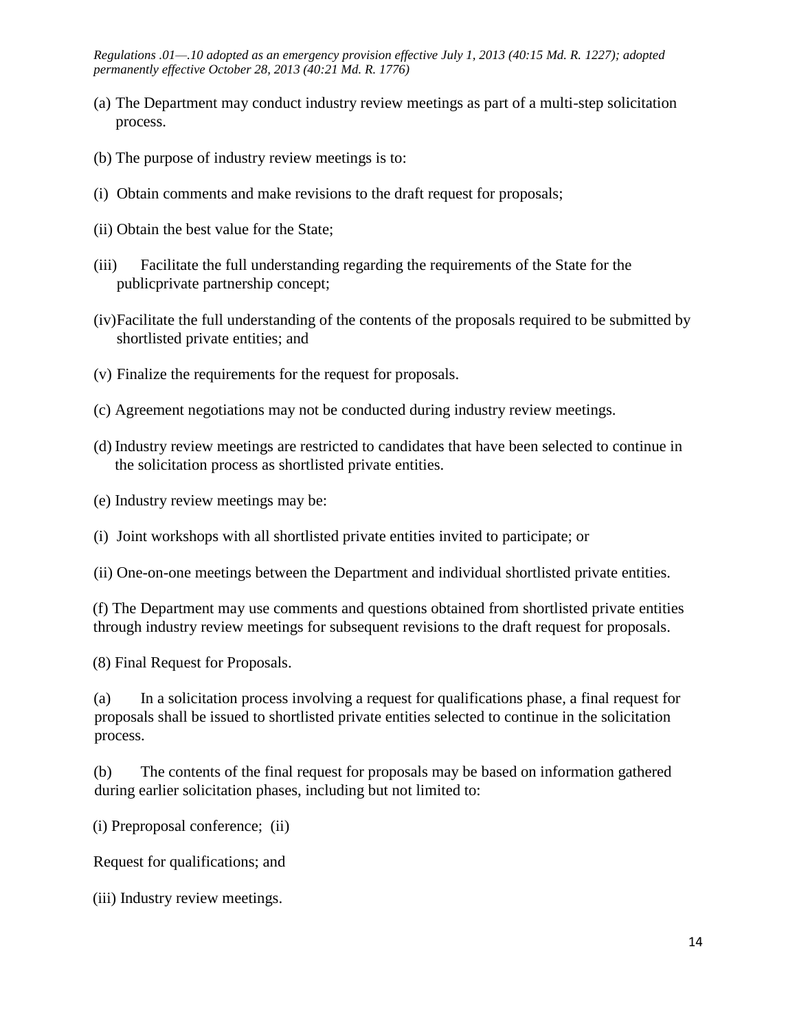*Regulations .01—.10 adopted as an emergency provision effective July 1, 2013 (40:15 Md. R. 1227); adopted permanently effective October 28, 2013 (40:21 Md. R. 1776)*

(a) The Department may conduct industry review meetings as part of a multi-step solicitation process.

(b) The purpose of industry review meetings is to:

(i) Obtain comments and make revisions to the draft request for proposals;

(ii) Obtain the best value for the State;

(iii) Facilitate the full understanding regarding the requirements of the State for the publicprivate partnership concept;

(iv) Facilitate the full understanding of the contents of the proposals required to be submitted by shortlisted private entities; and

(v) Finalize the requirements for the request for proposals.

(c) Agreement negotiations may not be conducted during industry review meetings.

(d) Industry review meetings are restricted to candidates that have been selected to continue in the solicitation process as shortlisted private entities.

(e) Industry review meetings may be:

(i) Joint workshops with all shortlisted private entities invited to participate; or

(ii) One-on-one meetings between the Department and individual shortlisted private entities.

(f) The Department may use comments and questions obtained from shortlisted private entities through industry review meetings for subsequent revisions to the draft request for proposals.

(8) Final Request for Proposals.

(a) In a solicitation process involving a request for qualifications phase, a final request for proposals shall be issued to shortlisted private entities selected to continue in the solicitation process.

(b) The contents of the final request for proposals may be based on information gathered during earlier solicitation phases, including but not limited to:

(i) Preproposal conference;

(ii) Request for qualifications; and

(iii) Industry review meetings.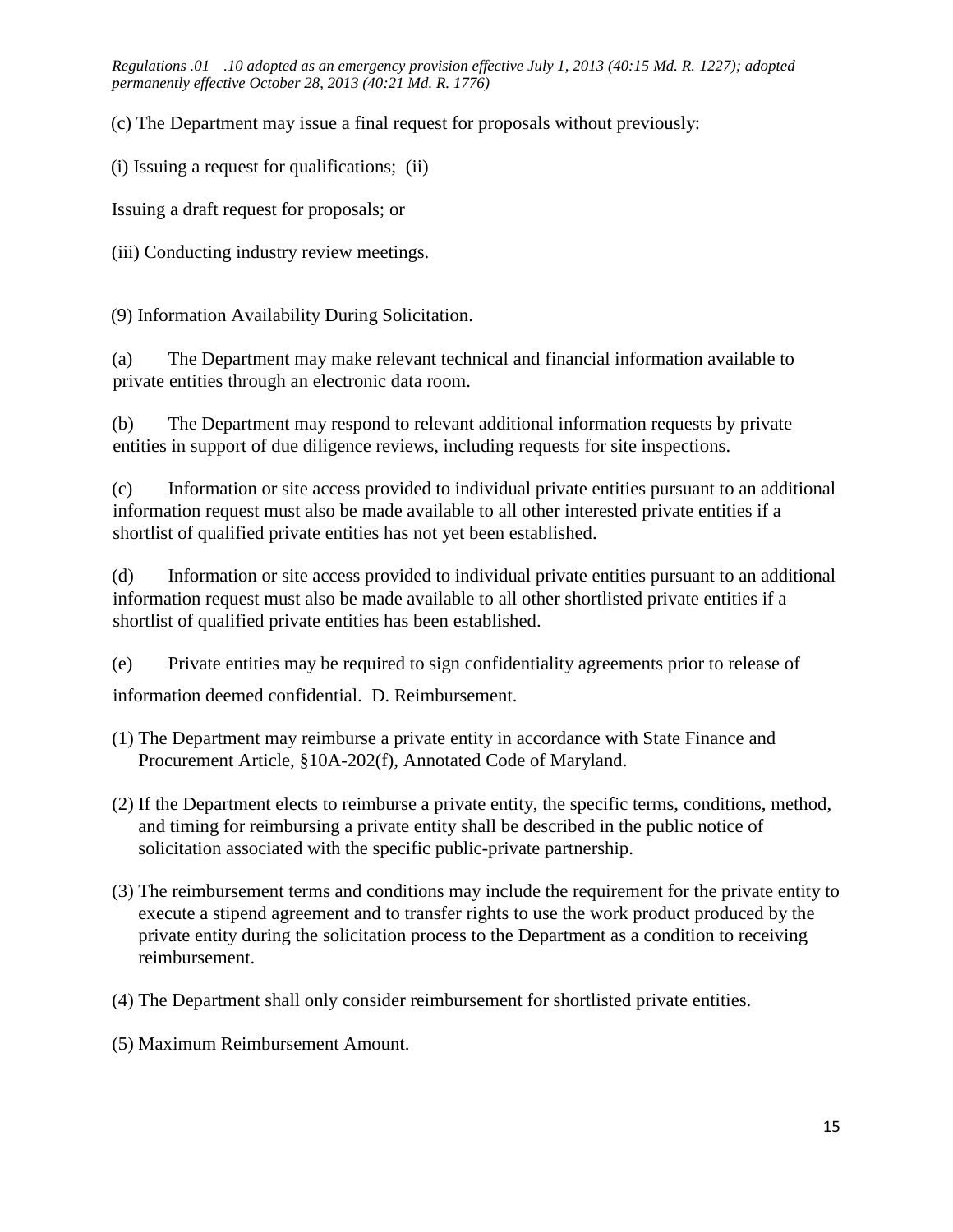*Regulations .01—.10 adopted as an emergency provision effective July 1, 2013 (40:15 Md. R. 1227); adopted permanently effective October 28, 2013 (40:21 Md. R. 1776)*

(c) The Department may issue a final request for proposals without previously:

(i) Issuing a request for qualifications; (ii)

Issuing a draft request for proposals; or

(iii) Conducting industry review meetings.

(9) Information Availability During Solicitation.

(a) The Department may make relevant technical and financial information available to private entities through an electronic data room.

(b) The Department may respond to relevant additional information requests by private entities in support of due diligence reviews, including requests for site inspections.

(c) Information or site access provided to individual private entities pursuant to an additional information request must also be made available to all other interested private entities if a shortlist of qualified private entities has not yet been established.

(d) Information or site access provided to individual private entities pursuant to an additional information request must also be made available to all other shortlisted private entities if a shortlist of qualified private entities has been established.

(e) Private entities may be required to sign confidentiality agreements prior to release of information deemed confidential. D. Reimbursement.

(1) The Department may reimburse a private entity in accordance with State Finance and Procurement Article, §10A-202(f), Annotated Code of Maryland.

(2) If the Department elects to reimburse a private entity, the specific terms, conditions, method, and timing for reimbursing a private entity shall be described in the public notice of solicitation associated with the specific public-private partnership.

(3) The reimbursement terms and conditions may include the requirement for the private entity to execute a stipend agreement and to transfer rights to use the work product produced by the private entity during the solicitation process to the Department as a condition to receiving reimbursement.

(4) The Department shall only consider reimbursement for shortlisted private entities.

(5) Maximum Reimbursement Amount.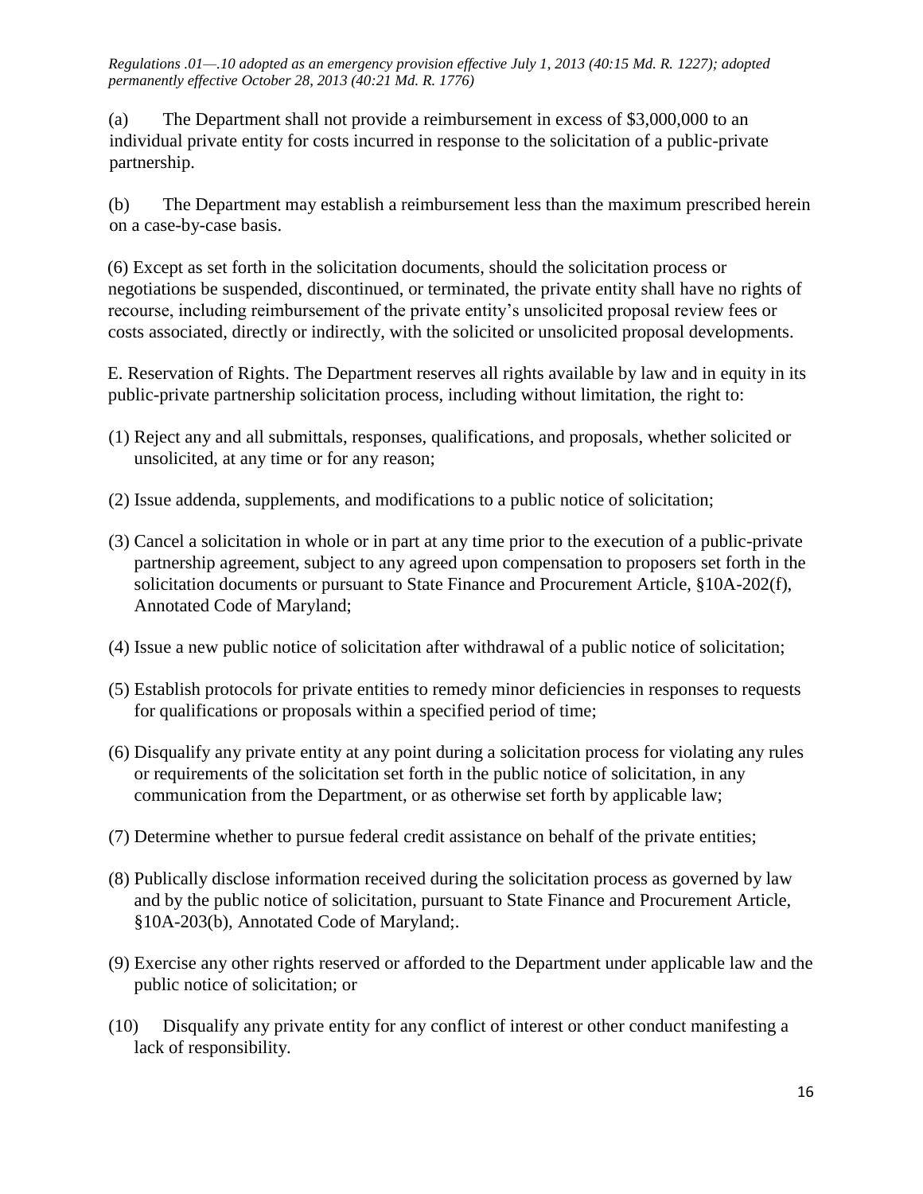*Regulations .01—.10 adopted as an emergency provision effective July 1, 2013 (40:15 Md. R. 1227); adopted permanently effective October 28, 2013 (40:21 Md. R. 1776)*

(a) The Department shall not provide a reimbursement in excess of $3,000,000 to an individual private entity for costs incurred in response to the solicitation of a public-private partnership.

(b) The Department may establish a reimbursement less than the maximum prescribed herein on a case-by-case basis.

(6) Except as set forth in the solicitation documents, should the solicitation process or negotiations be suspended, discontinued, or terminated, the private entity shall have no rights of recourse, including reimbursement of the private entity's unsolicited proposal review fees or costs associated, directly or indirectly, with the solicited or unsolicited proposal developments.

E. Reservation of Rights. The Department reserves all rights available by law and in equity in its public-private partnership solicitation process, including without limitation, the right to:

(1) Reject any and all submittals, responses, qualifications, and proposals, whether solicited or unsolicited, at any time or for any reason;

(2) Issue addenda, supplements, and modifications to a public notice of solicitation;

(3) Cancel a solicitation in whole or in part at any time prior to the execution of a public-private partnership agreement, subject to any agreed upon compensation to proposers set forth in the solicitation documents or pursuant to State Finance and Procurement Article, §10A-202(f), Annotated Code of Maryland;

(4) Issue a new public notice of solicitation after withdrawal of a public notice of solicitation;

(5) Establish protocols for private entities to remedy minor deficiencies in responses to requests for qualifications or proposals within a specified period of time;

(6) Disqualify any private entity at any point during a solicitation process for violating any rules or requirements of the solicitation set forth in the public notice of solicitation, in any communication from the Department, or as otherwise set forth by applicable law;

(7) Determine whether to pursue federal credit assistance on behalf of the private entities;

(8) Publically disclose information received during the solicitation process as governed by law and by the public notice of solicitation, pursuant to State Finance and Procurement Article, §10A-203(b), Annotated Code of Maryland;.

(9) Exercise any other rights reserved or afforded to the Department under applicable law and the public notice of solicitation; or

(10) Disqualify any private entity for any conflict of interest or other conduct manifesting a lack of responsibility.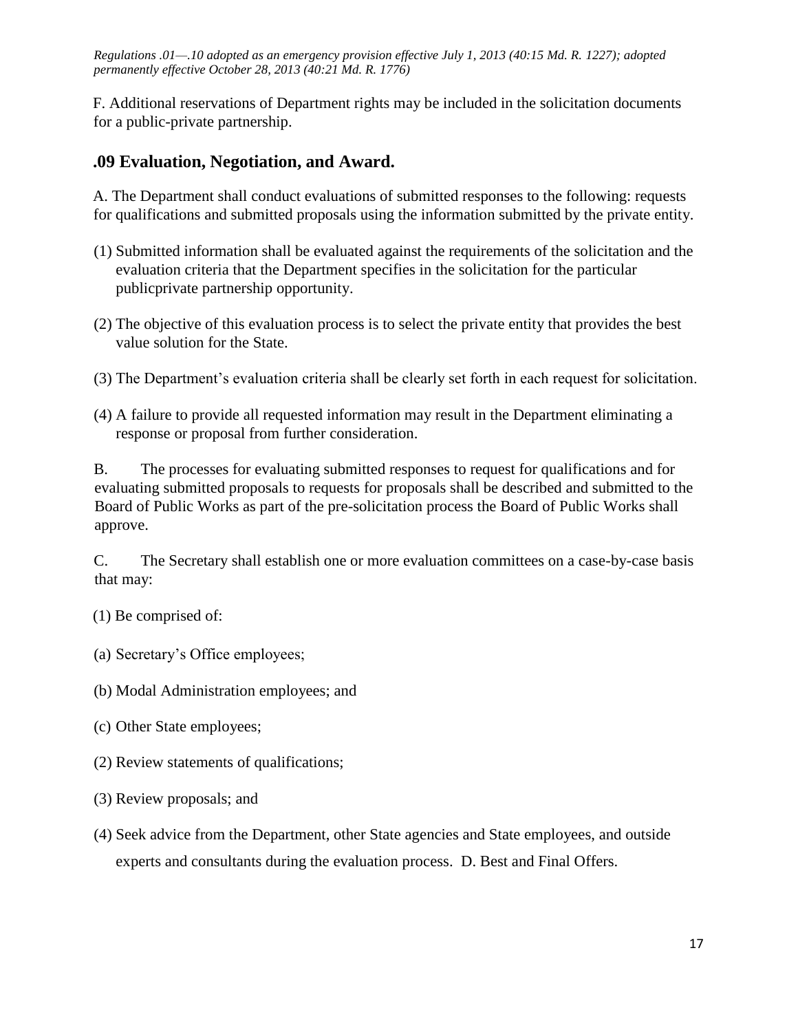*Regulations .01—.10 adopted as an emergency provision effective July 1, 2013 (40:15 Md. R. 1227); adopted permanently effective October 28, 2013 (40:21 Md. R. 1776)*

F. Additional reservations of Department rights may be included in the solicitation documents for a public-private partnership.

## .09 Evaluation, Negotiation, and Award.

A. The Department shall conduct evaluations of submitted responses to the following: requests for qualifications and submitted proposals using the information submitted by the private entity.

(1) Submitted information shall be evaluated against the requirements of the solicitation and the evaluation criteria that the Department specifies in the solicitation for the particular publicprivate partnership opportunity.

(2) The objective of this evaluation process is to select the private entity that provides the best value solution for the State.

(3) The Department's evaluation criteria shall be clearly set forth in each request for solicitation.

(4) A failure to provide all requested information may result in the Department eliminating a response or proposal from further consideration.

B. The processes for evaluating submitted responses to request for qualifications and for evaluating submitted proposals to requests for proposals shall be described and submitted to the Board of Public Works as part of the pre-solicitation process the Board of Public Works shall approve.

C. The Secretary shall establish one or more evaluation committees on a case-by-case basis that may:

(1) Be comprised of:

(a) Secretary's Office employees;

(b) Modal Administration employees; and

(c) Other State employees;

(2) Review statements of qualifications;

(3) Review proposals; and

(4) Seek advice from the Department, other State agencies and State employees, and outside experts and consultants during the evaluation process. D. Best and Final Offers.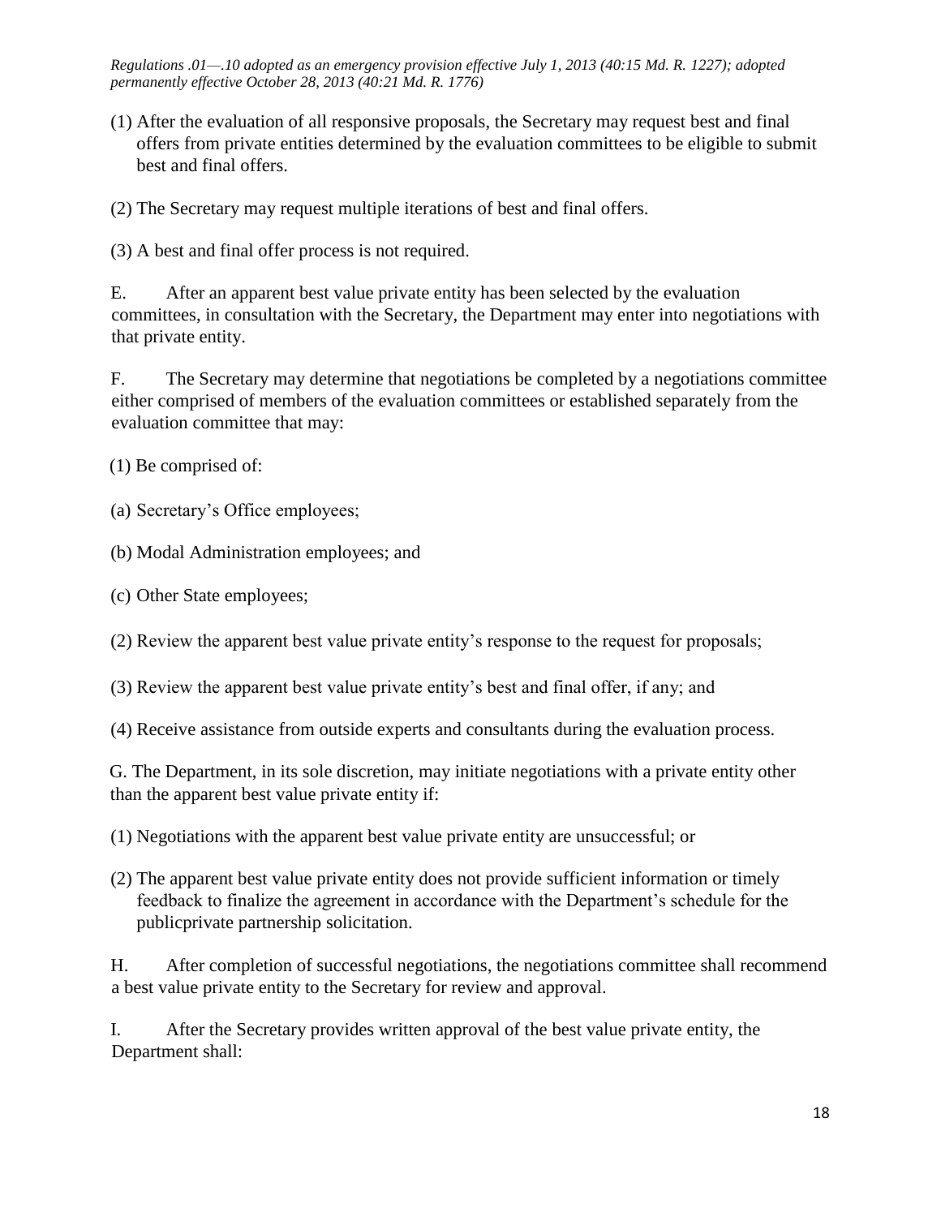*Regulations .01—.10 adopted as an emergency provision effective July 1, 2013 (40:15 Md. R. 1227); adopted permanently effective October 28, 2013 (40:21 Md. R. 1776)*

(1) After the evaluation of all responsive proposals, the Secretary may request best and final offers from private entities determined by the evaluation committees to be eligible to submit best and final offers.

(2) The Secretary may request multiple iterations of best and final offers.

(3) A best and final offer process is not required.

E. After an apparent best value private entity has been selected by the evaluation committees, in consultation with the Secretary, the Department may enter into negotiations with that private entity.

F. The Secretary may determine that negotiations be completed by a negotiations committee either comprised of members of the evaluation committees or established separately from the evaluation committee that may:

(1) Be comprised of:

(a) Secretary's Office employees;

(b) Modal Administration employees; and

(c) Other State employees;

(2) Review the apparent best value private entity's response to the request for proposals;

(3) Review the apparent best value private entity's best and final offer, if any; and

(4) Receive assistance from outside experts and consultants during the evaluation process.

G. The Department, in its sole discretion, may initiate negotiations with a private entity other than the apparent best value private entity if:

(1) Negotiations with the apparent best value private entity are unsuccessful; or

(2) The apparent best value private entity does not provide sufficient information or timely feedback to finalize the agreement in accordance with the Department's schedule for the publicprivate partnership solicitation.

H. After completion of successful negotiations, the negotiations committee shall recommend a best value private entity to the Secretary for review and approval.

I. After the Secretary provides written approval of the best value private entity, the Department shall: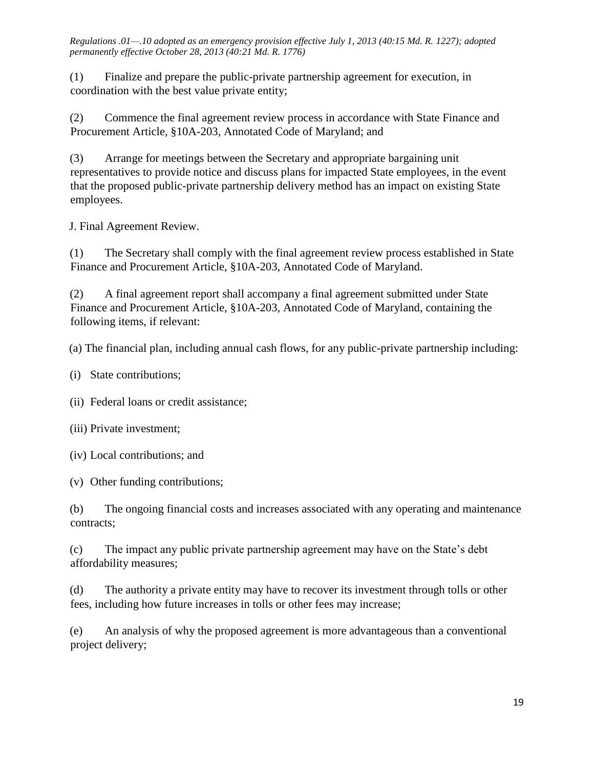*Regulations .01—.10 adopted as an emergency provision effective July 1, 2013 (40:15 Md. R. 1227); adopted permanently effective October 28, 2013 (40:21 Md. R. 1776)*

(1) Finalize and prepare the public-private partnership agreement for execution, in coordination with the best value private entity;

(2) Commence the final agreement review process in accordance with State Finance and Procurement Article, §10A-203, Annotated Code of Maryland; and

(3) Arrange for meetings between the Secretary and appropriate bargaining unit representatives to provide notice and discuss plans for impacted State employees, in the event that the proposed public-private partnership delivery method has an impact on existing State employees.

J. Final Agreement Review.

(1) The Secretary shall comply with the final agreement review process established in State Finance and Procurement Article, §10A-203, Annotated Code of Maryland.

(2) A final agreement report shall accompany a final agreement submitted under State Finance and Procurement Article, §10A-203, Annotated Code of Maryland, containing the following items, if relevant:

(a) The financial plan, including annual cash flows, for any public-private partnership including:

(i) State contributions;

(ii) Federal loans or credit assistance;

(iii) Private investment;

(iv) Local contributions; and

(v) Other funding contributions;

(b) The ongoing financial costs and increases associated with any operating and maintenance contracts;

(c) The impact any public private partnership agreement may have on the State's debt affordability measures;

(d) The authority a private entity may have to recover its investment through tolls or other fees, including how future increases in tolls or other fees may increase;

(e) An analysis of why the proposed agreement is more advantageous than a conventional project delivery;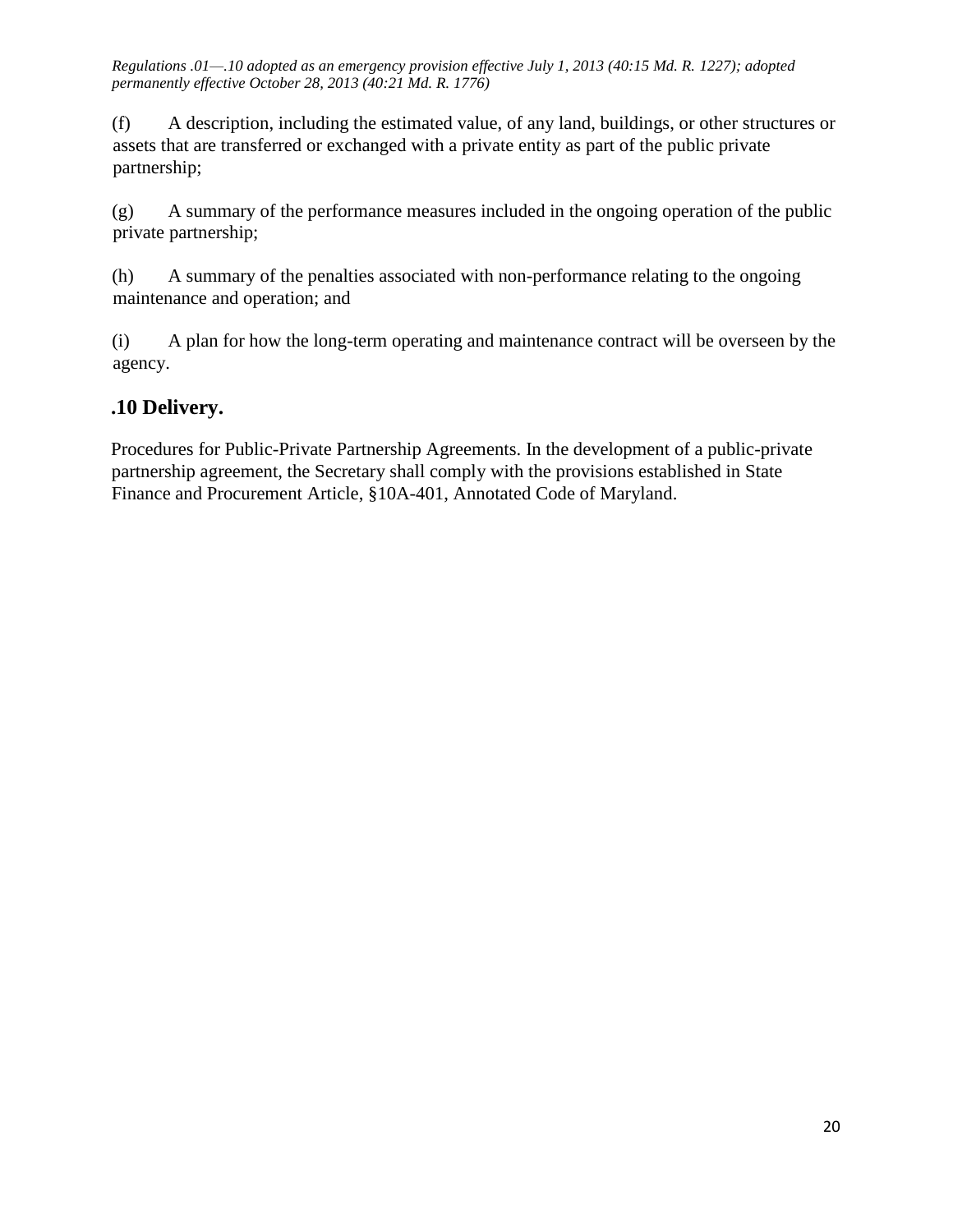*Regulations .01—.10 adopted as an emergency provision effective July 1, 2013 (40:15 Md. R. 1227); adopted permanently effective October 28, 2013 (40:21 Md. R. 1776)*

(f) A description, including the estimated value, of any land, buildings, or other structures or assets that are transferred or exchanged with a private entity as part of the public private partnership;

(g) A summary of the performance measures included in the ongoing operation of the public private partnership;

(h) A summary of the penalties associated with non-performance relating to the ongoing maintenance and operation; and

(i) A plan for how the long-term operating and maintenance contract will be overseen by the agency.

## .10 Delivery.

Procedures for Public-Private Partnership Agreements. In the development of a public-private partnership agreement, the Secretary shall comply with the provisions established in State Finance and Procurement Article, §10A-401, Annotated Code of Maryland.